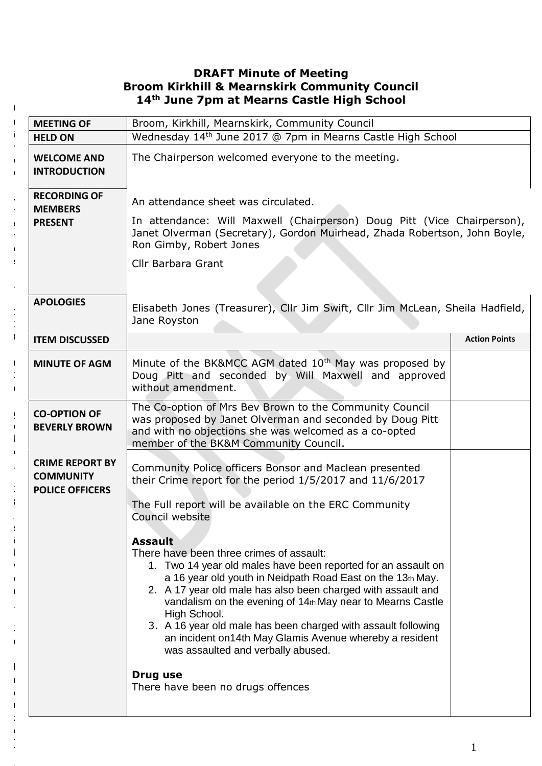**DRAFT Minute of Meeting**
**Broom Kirkhill & Mearnskirk Community Council**
**14th June 7pm at Mearns Castle High School**

| | | |
|---|---|---|
| **MEETING OF** | Broom, Kirkhill, Mearnskirk, Community Council | |
| **HELD ON** | Wednesday 14th June 2017 @ 7pm in Mearns Castle High School | |
| **WELCOME AND INTRODUCTION** | The Chairperson welcomed everyone to the meeting. | |
| **RECORDING OF MEMBERS PRESENT** | An attendance sheet was circulated.<br><br>In attendance: Will Maxwell (Chairperson) Doug Pitt (Vice Chairperson), Janet Olverman (Secretary), Gordon Muirhead, Zhada Robertson, John Boyle, Ron Gimby, Robert Jones<br><br>Cllr Barbara Grant | |
| **APOLOGIES** | Elisabeth Jones (Treasurer), Cllr Jim Swift, Cllr Jim McLean, Sheila Hadfield, Jane Royston | |
| **ITEM DISCUSSED** | | **Action Points** |
| **MINUTE OF AGM** | Minute of the BK&MCC AGM dated 10th May was proposed by Doug Pitt and seconded by Will Maxwell and approved without amendment. | |
| **CO-OPTION OF BEVERLY BROWN** | The Co-option of Mrs Bev Brown to the Community Council was proposed by Janet Olverman and seconded by Doug Pitt and with no objections she was welcomed as a co-opted member of the BK&M Community Council. | |
| **CRIME REPORT BY COMMUNITY POLICE OFFICERS** | Community Police officers Bonsor and Maclean presented their Crime report for the period 1/5/2017 and 11/6/2017<br><br>The Full report will be available on the ERC Community Council website<br><br>**Assault**<br>There have been three crimes of assault:<br>1. Two 14 year old males have been reported for an assault on a 16 year old youth in Neidpath Road East on the 13th May.<br>2. A 17 year old male has also been charged with assault and vandalism on the evening of 14th May near to Mearns Castle High School.<br>3. A 16 year old male has been charged with assault following an incident on14th May Glamis Avenue whereby a resident was assaulted and verbally abused.<br><br>**Drug use**<br>There have been no drugs offences | |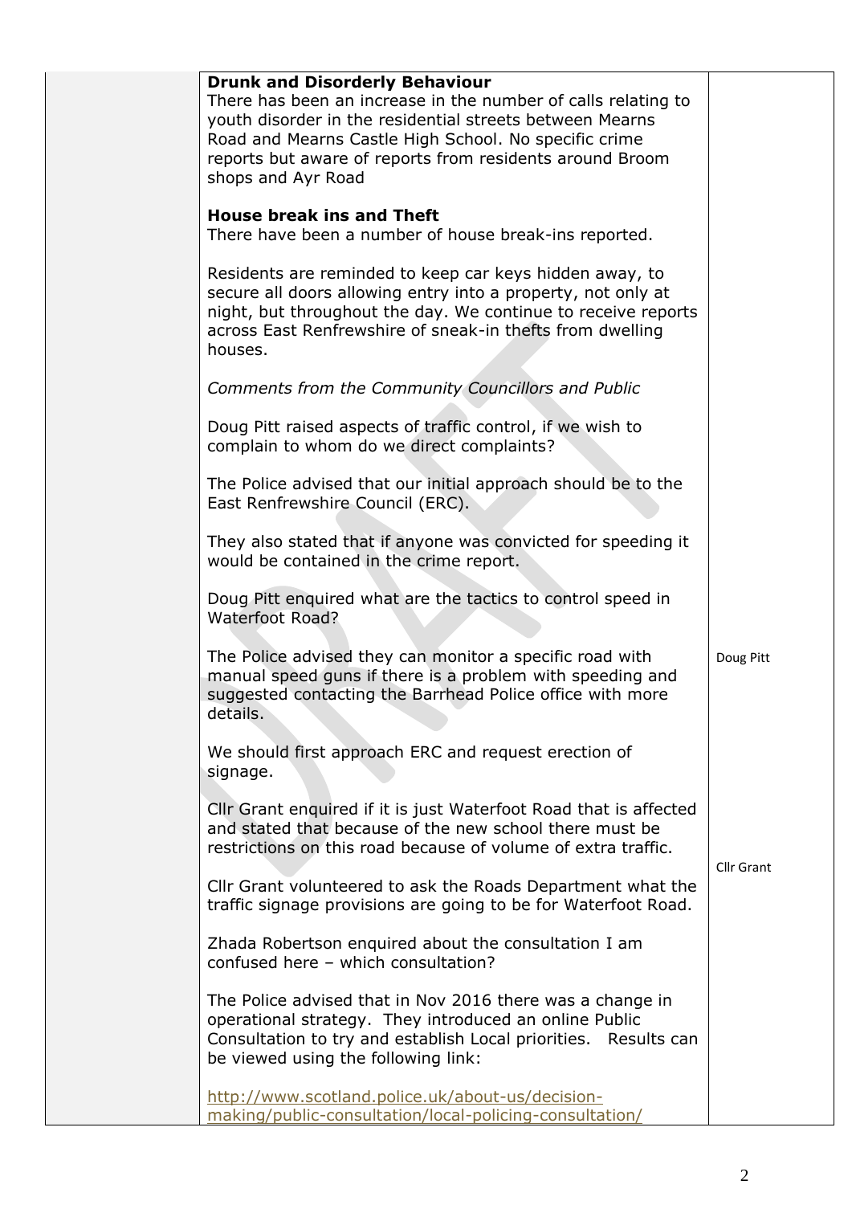| | Content | Action |
|---|---|---|
| | **Drunk and Disorderly Behaviour**<br>There has been an increase in the number of calls relating to youth disorder in the residential streets between Mearns Road and Mearns Castle High School. No specific crime reports but aware of reports from residents around Broom shops and Ayr Road<br><br>**House break ins and Theft**<br>There have been a number of house break-ins reported.<br><br>Residents are reminded to keep car keys hidden away, to secure all doors allowing entry into a property, not only at night, but throughout the day. We continue to receive reports across East Renfrewshire of sneak-in thefts from dwelling houses.<br><br>*Comments from the Community Councillors and Public*<br><br>Doug Pitt raised aspects of traffic control, if we wish to complain to whom do we direct complaints?<br><br>The Police advised that our initial approach should be to the East Renfrewshire Council (ERC).<br><br>They also stated that if anyone was convicted for speeding it would be contained in the crime report.<br><br>Doug Pitt enquired what are the tactics to control speed in Waterfoot Road? | |
| | The Police advised they can monitor a specific road with manual speed guns if there is a problem with speeding and suggested contacting the Barrhead Police office with more details.<br><br>We should first approach ERC and request erection of signage. | Doug Pitt |
| | Cllr Grant enquired if it is just Waterfoot Road that is affected and stated that because of the new school there must be restrictions on this road because of volume of extra traffic.<br><br>Cllr Grant volunteered to ask the Roads Department what the traffic signage provisions are going to be for Waterfoot Road. | Cllr Grant |
| | Zhada Robertson enquired about the consultation I am confused here – which consultation?<br><br>The Police advised that in Nov 2016 there was a change in operational strategy. They introduced an online Public Consultation to try and establish Local priorities. Results can be viewed using the following link:<br><br>http://www.scotland.police.uk/about-us/decision-making/public-consultation/local-policing-consultation/ | |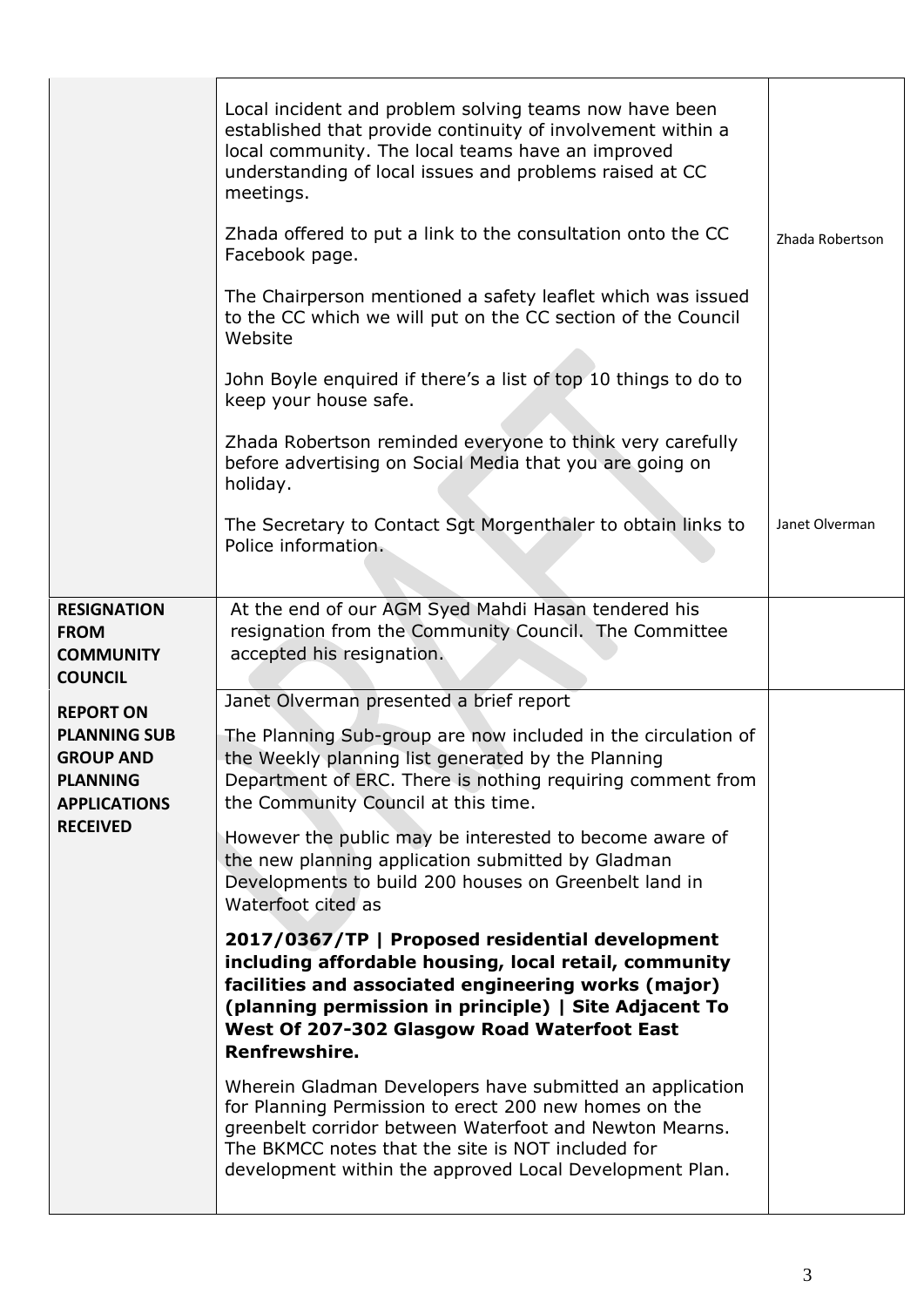|  |  |  |
|---|---|---|
|  | Local incident and problem solving teams now have been established that provide continuity of involvement within a local community. The local teams have an improved understanding of local issues and problems raised at CC meetings.<br><br>Zhada offered to put a link to the consultation onto the CC Facebook page.<br><br>The Chairperson mentioned a safety leaflet which was issued to the CC which we will put on the CC section of the Council Website<br><br>John Boyle enquired if there's a list of top 10 things to do to keep your house safe.<br><br>Zhada Robertson reminded everyone to think very carefully before advertising on Social Media that you are going on holiday.<br><br>The Secretary to Contact Sgt Morgenthaler to obtain links to Police information. | Zhada Robertson<br><br>Janet Olverman |
| **RESIGNATION FROM COMMUNITY COUNCIL** | At the end of our AGM Syed Mahdi Hasan tendered his resignation from the Community Council. The Committee accepted his resignation. |  |
| **REPORT ON PLANNING SUB GROUP AND PLANNING APPLICATIONS RECEIVED** | Janet Olverman presented a brief report<br><br>The Planning Sub-group are now included in the circulation of the Weekly planning list generated by the Planning Department of ERC. There is nothing requiring comment from the Community Council at this time.<br><br>However the public may be interested to become aware of the new planning application submitted by Gladman Developments to build 200 houses on Greenbelt land in Waterfoot cited as<br><br>**2017/0367/TP \| Proposed residential development including affordable housing, local retail, community facilities and associated engineering works (major) (planning permission in principle) \| Site Adjacent To West Of 207-302 Glasgow Road Waterfoot East Renfrewshire.**<br><br>Wherein Gladman Developers have submitted an application for Planning Permission to erect 200 new homes on the greenbelt corridor between Waterfoot and Newton Mearns. The BKMCC notes that the site is NOT included for development within the approved Local Development Plan. |  |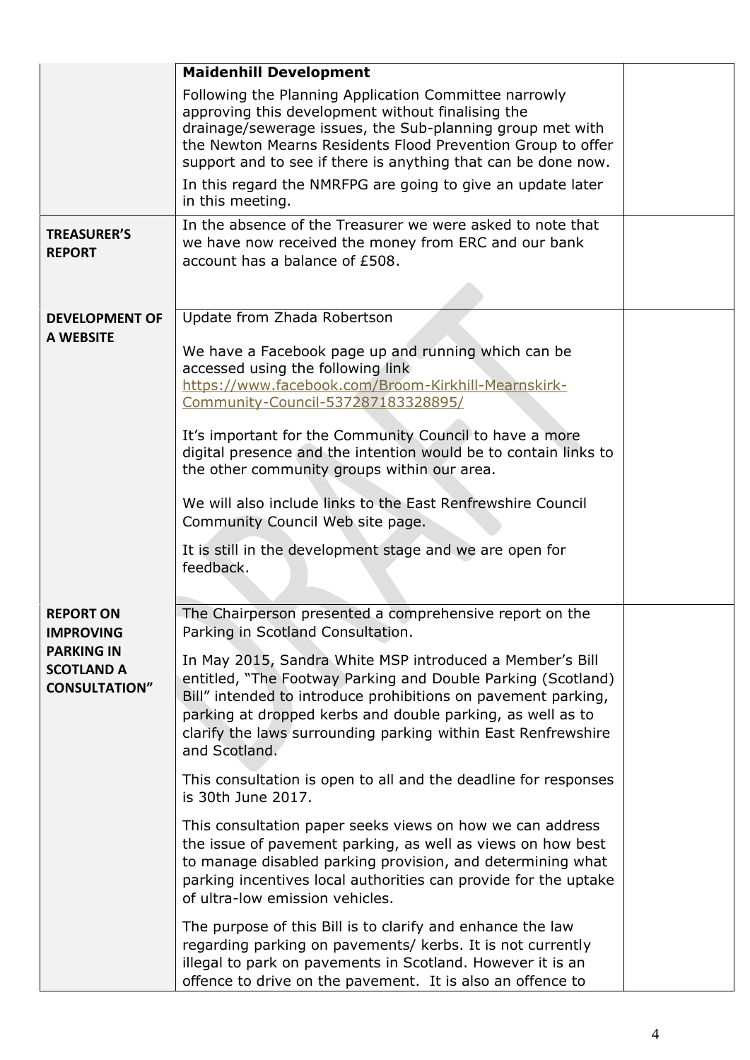| | | |
|---|---|---|
| | **Maidenhill Development**<br><br>Following the Planning Application Committee narrowly approving this development without finalising the drainage/sewerage issues, the Sub-planning group met with the Newton Mearns Residents Flood Prevention Group to offer support and to see if there is anything that can be done now.<br><br>In this regard the NMRFPG are going to give an update later in this meeting. | |
| **TREASURER'S REPORT** | In the absence of the Treasurer we were asked to note that we have now received the money from ERC and our bank account has a balance of £508. | |
| **DEVELOPMENT OF A WEBSITE** | Update from Zhada Robertson<br><br>We have a Facebook page up and running which can be accessed using the following link https://www.facebook.com/Broom-Kirkhill-Mearnskirk-Community-Council-537287183328895/<br><br>It's important for the Community Council to have a more digital presence and the intention would be to contain links to the other community groups within our area.<br><br>We will also include links to the East Renfrewshire Council Community Council Web site page.<br><br>It is still in the development stage and we are open for feedback. | |
| **REPORT ON IMPROVING PARKING IN SCOTLAND A CONSULTATION"** | The Chairperson presented a comprehensive report on the Parking in Scotland Consultation.<br><br>In May 2015, Sandra White MSP introduced a Member's Bill entitled, "The Footway Parking and Double Parking (Scotland) Bill" intended to introduce prohibitions on pavement parking, parking at dropped kerbs and double parking, as well as to clarify the laws surrounding parking within East Renfrewshire and Scotland.<br><br>This consultation is open to all and the deadline for responses is 30th June 2017.<br><br>This consultation paper seeks views on how we can address the issue of pavement parking, as well as views on how best to manage disabled parking provision, and determining what parking incentives local authorities can provide for the uptake of ultra-low emission vehicles.<br><br>The purpose of this Bill is to clarify and enhance the law regarding parking on pavements/ kerbs. It is not currently illegal to park on pavements in Scotland. However it is an offence to drive on the pavement. It is also an offence to | |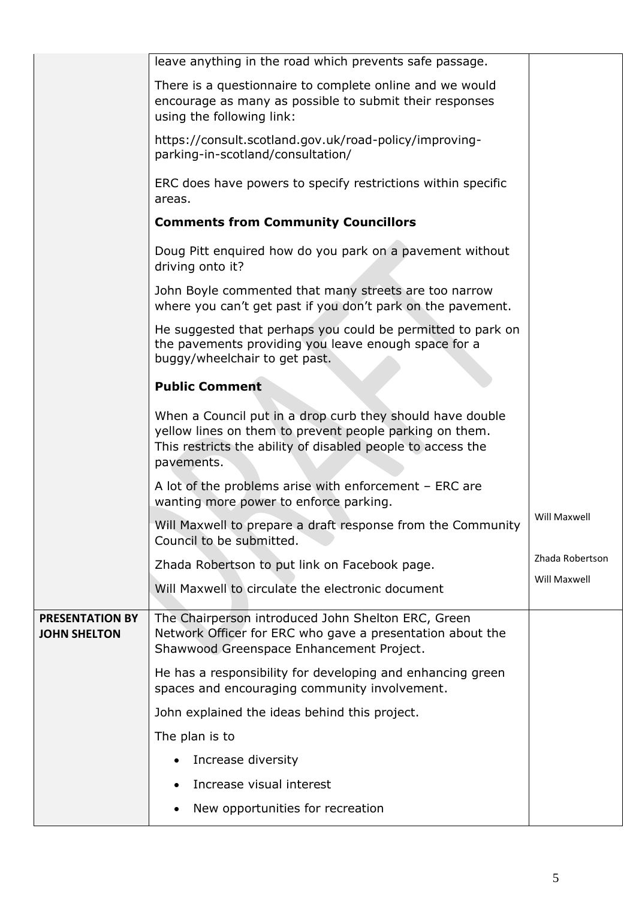| | | |
|---|---|---|
| | leave anything in the road which prevents safe passage.<br><br>There is a questionnaire to complete online and we would encourage as many as possible to submit their responses using the following link:<br><br>https://consult.scotland.gov.uk/road-policy/improving-parking-in-scotland/consultation/<br><br>ERC does have powers to specify restrictions within specific areas.<br><br>**Comments from Community Councillors**<br><br>Doug Pitt enquired how do you park on a pavement without driving onto it?<br><br>John Boyle commented that many streets are too narrow where you can't get past if you don't park on the pavement.<br><br>He suggested that perhaps you could be permitted to park on the pavements providing you leave enough space for a buggy/wheelchair to get past.<br><br>**Public Comment**<br><br>When a Council put in a drop curb they should have double yellow lines on them to prevent people parking on them. This restricts the ability of disabled people to access the pavements.<br><br>A lot of the problems arise with enforcement – ERC are wanting more power to enforce parking.<br><br>Will Maxwell to prepare a draft response from the Community Council to be submitted.<br><br>Zhada Robertson to put link on Facebook page.<br><br>Will Maxwell to circulate the electronic document | Will Maxwell<br><br>Zhada Robertson<br><br>Will Maxwell |
| **PRESENTATION BY JOHN SHELTON** | The Chairperson introduced John Shelton ERC, Green Network Officer for ERC who gave a presentation about the Shawwood Greenspace Enhancement Project.<br><br>He has a responsibility for developing and enhancing green spaces and encouraging community involvement.<br><br>John explained the ideas behind this project.<br><br>The plan is to<br><br>• Increase diversity<br>• Increase visual interest<br>• New opportunities for recreation | |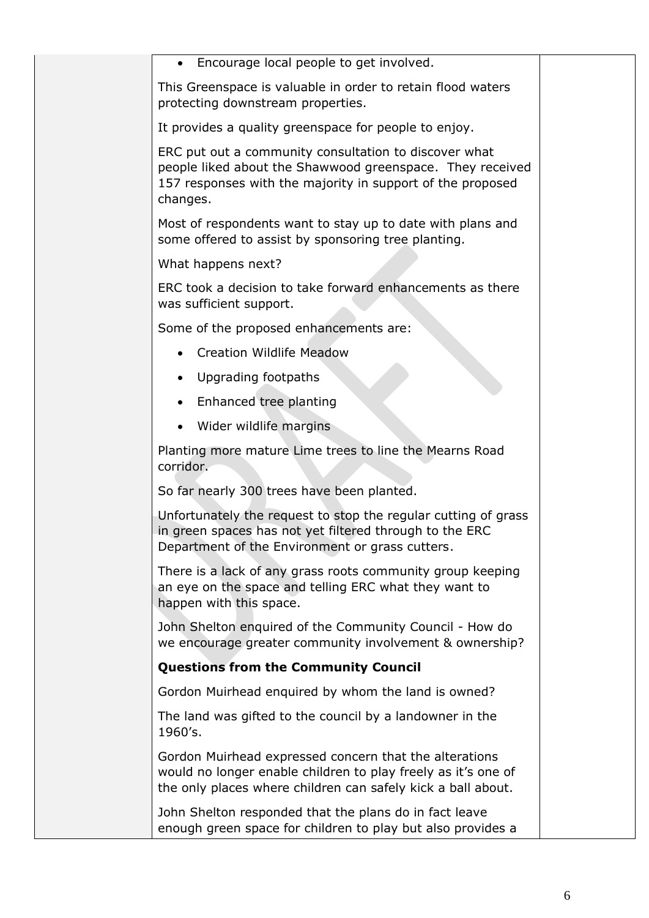- Encourage local people to get involved.

This Greenspace is valuable in order to retain flood waters protecting downstream properties.

It provides a quality greenspace for people to enjoy.

ERC put out a community consultation to discover what people liked about the Shawwood greenspace. They received 157 responses with the majority in support of the proposed changes.

Most of respondents want to stay up to date with plans and some offered to assist by sponsoring tree planting.

What happens next?

ERC took a decision to take forward enhancements as there was sufficient support.

Some of the proposed enhancements are:

- Creation Wildlife Meadow
- Upgrading footpaths
- Enhanced tree planting
- Wider wildlife margins

Planting more mature Lime trees to line the Mearns Road corridor.

So far nearly 300 trees have been planted.

Unfortunately the request to stop the regular cutting of grass in green spaces has not yet filtered through to the ERC Department of the Environment or grass cutters.

There is a lack of any grass roots community group keeping an eye on the space and telling ERC what they want to happen with this space.

John Shelton enquired of the Community Council - How do we encourage greater community involvement & ownership?

**Questions from the Community Council**

Gordon Muirhead enquired by whom the land is owned?

The land was gifted to the council by a landowner in the 1960's.

Gordon Muirhead expressed concern that the alterations would no longer enable children to play freely as it's one of the only places where children can safely kick a ball about.

John Shelton responded that the plans do in fact leave enough green space for children to play but also provides a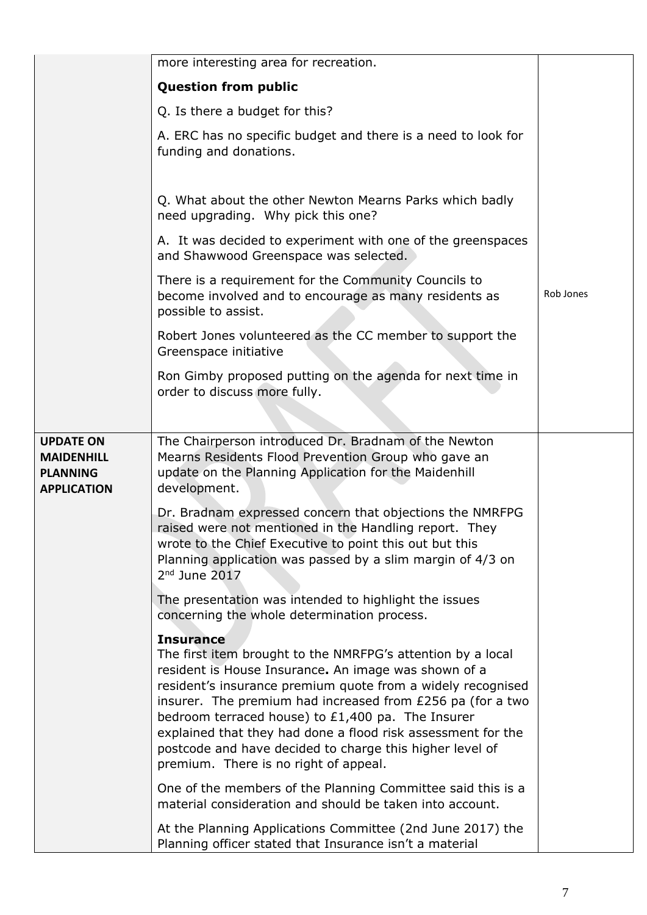| | | |
|---|---|---|
| | more interesting area for recreation.<br><br>**Question from public**<br><br>Q. Is there a budget for this?<br><br>A. ERC has no specific budget and there is a need to look for funding and donations.<br><br>Q. What about the other Newton Mearns Parks which badly need upgrading. Why pick this one?<br><br>A. It was decided to experiment with one of the greenspaces and Shawwood Greenspace was selected.<br><br>There is a requirement for the Community Councils to become involved and to encourage as many residents as possible to assist.<br><br>Robert Jones volunteered as the CC member to support the Greenspace initiative<br><br>Ron Gimby proposed putting on the agenda for next time in order to discuss more fully. | Rob Jones |
| **UPDATE ON MAIDENHILL PLANNING APPLICATION** | The Chairperson introduced Dr. Bradnam of the Newton Mearns Residents Flood Prevention Group who gave an update on the Planning Application for the Maidenhill development.<br><br>Dr. Bradnam expressed concern that objections the NMRFPG raised were not mentioned in the Handling report. They wrote to the Chief Executive to point this out but this Planning application was passed by a slim margin of 4/3 on 2nd June 2017<br><br>The presentation was intended to highlight the issues concerning the whole determination process.<br><br>**Insurance**<br>The first item brought to the NMRFPG's attention by a local resident is House Insurance**.** An image was shown of a resident's insurance premium quote from a widely recognised insurer. The premium had increased from £256 pa (for a two bedroom terraced house) to £1,400 pa. The Insurer explained that they had done a flood risk assessment for the postcode and have decided to charge this higher level of premium. There is no right of appeal.<br><br>One of the members of the Planning Committee said this is a material consideration and should be taken into account.<br><br>At the Planning Applications Committee (2nd June 2017) the Planning officer stated that Insurance isn't a material | |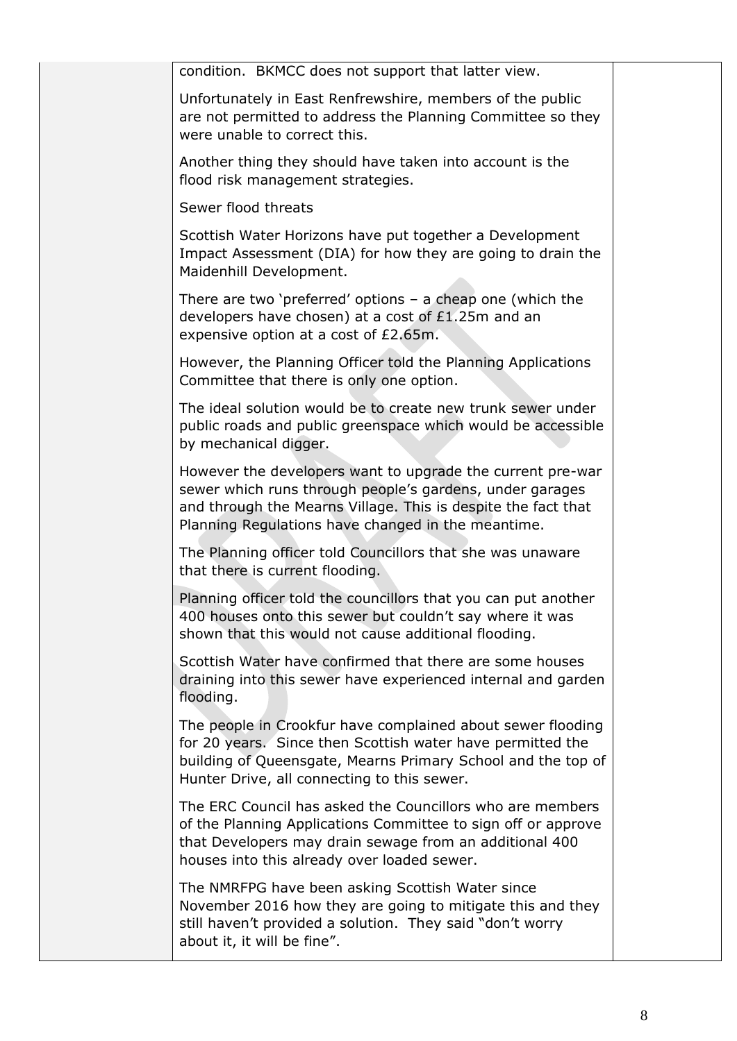| | | |
|---|---|---|
| | condition. BKMCC does not support that latter view.<br><br>Unfortunately in East Renfrewshire, members of the public are not permitted to address the Planning Committee so they were unable to correct this.<br><br>Another thing they should have taken into account is the flood risk management strategies.<br><br>Sewer flood threats<br><br>Scottish Water Horizons have put together a Development Impact Assessment (DIA) for how they are going to drain the Maidenhill Development.<br><br>There are two 'preferred' options – a cheap one (which the developers have chosen) at a cost of £1.25m and an expensive option at a cost of £2.65m.<br><br>However, the Planning Officer told the Planning Applications Committee that there is only one option.<br><br>The ideal solution would be to create new trunk sewer under public roads and public greenspace which would be accessible by mechanical digger.<br><br>However the developers want to upgrade the current pre-war sewer which runs through people's gardens, under garages and through the Mearns Village. This is despite the fact that Planning Regulations have changed in the meantime.<br><br>The Planning officer told Councillors that she was unaware that there is current flooding.<br><br>Planning officer told the councillors that you can put another 400 houses onto this sewer but couldn't say where it was shown that this would not cause additional flooding.<br><br>Scottish Water have confirmed that there are some houses draining into this sewer have experienced internal and garden flooding.<br><br>The people in Crookfur have complained about sewer flooding for 20 years. Since then Scottish water have permitted the building of Queensgate, Mearns Primary School and the top of Hunter Drive, all connecting to this sewer.<br><br>The ERC Council has asked the Councillors who are members of the Planning Applications Committee to sign off or approve that Developers may drain sewage from an additional 400 houses into this already over loaded sewer.<br><br>The NMRFPG have been asking Scottish Water since November 2016 how they are going to mitigate this and they still haven't provided a solution. They said "don't worry about it, it will be fine". | |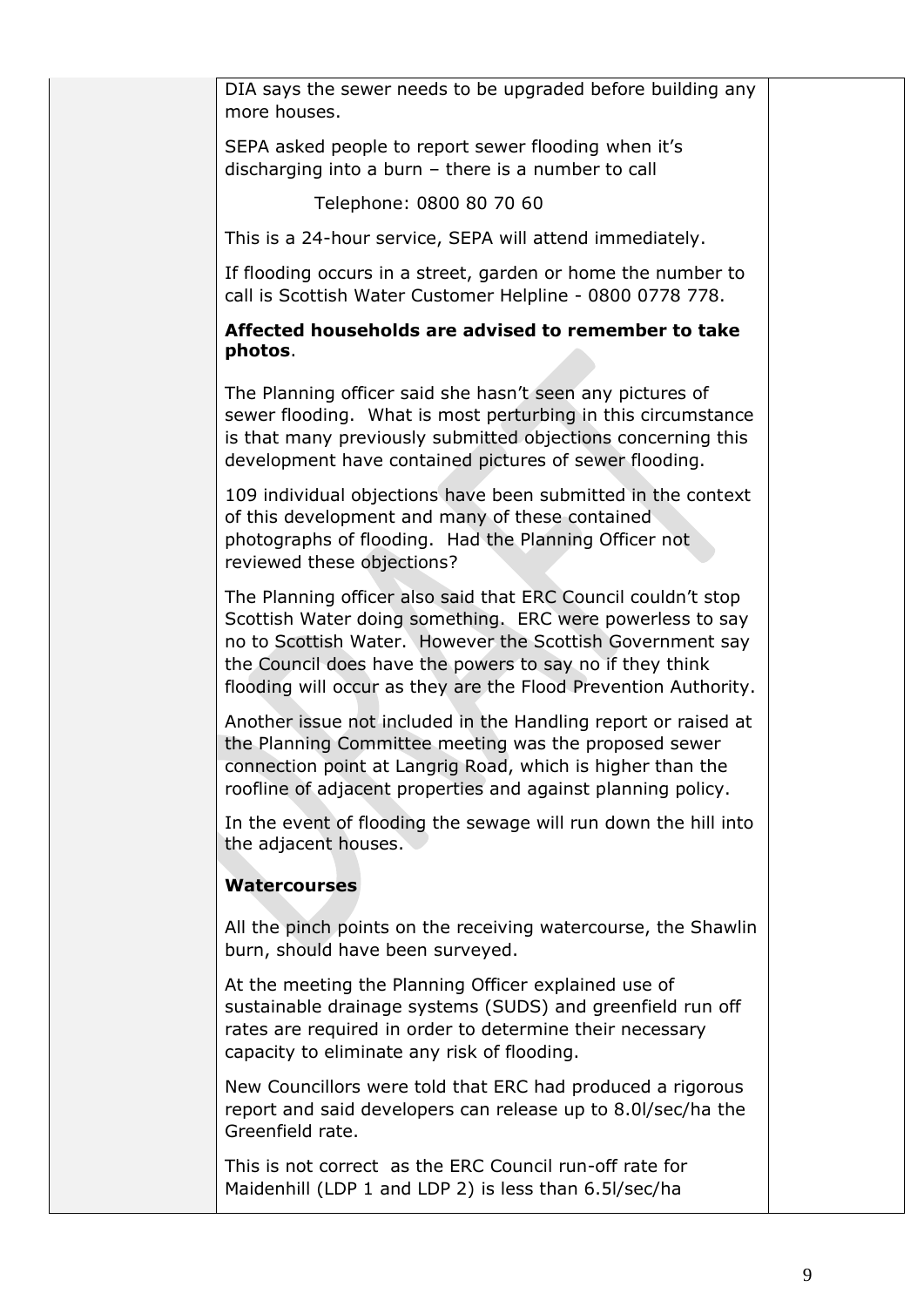DIA says the sewer needs to be upgraded before building any more houses.

SEPA asked people to report sewer flooding when it's discharging into a burn – there is a number to call

Telephone: 0800 80 70 60

This is a 24-hour service, SEPA will attend immediately.

If flooding occurs in a street, garden or home the number to call is Scottish Water Customer Helpline - 0800 0778 778.

**Affected households are advised to remember to take photos**.

The Planning officer said she hasn't seen any pictures of sewer flooding. What is most perturbing in this circumstance is that many previously submitted objections concerning this development have contained pictures of sewer flooding.

109 individual objections have been submitted in the context of this development and many of these contained photographs of flooding. Had the Planning Officer not reviewed these objections?

The Planning officer also said that ERC Council couldn't stop Scottish Water doing something. ERC were powerless to say no to Scottish Water. However the Scottish Government say the Council does have the powers to say no if they think flooding will occur as they are the Flood Prevention Authority.

Another issue not included in the Handling report or raised at the Planning Committee meeting was the proposed sewer connection point at Langrig Road, which is higher than the roofline of adjacent properties and against planning policy.

In the event of flooding the sewage will run down the hill into the adjacent houses.

**Watercourses**

All the pinch points on the receiving watercourse, the Shawlin burn, should have been surveyed.

At the meeting the Planning Officer explained use of sustainable drainage systems (SUDS) and greenfield run off rates are required in order to determine their necessary capacity to eliminate any risk of flooding.

New Councillors were told that ERC had produced a rigorous report and said developers can release up to 8.0l/sec/ha the Greenfield rate.

This is not correct as the ERC Council run-off rate for Maidenhill (LDP 1 and LDP 2) is less than 6.5l/sec/ha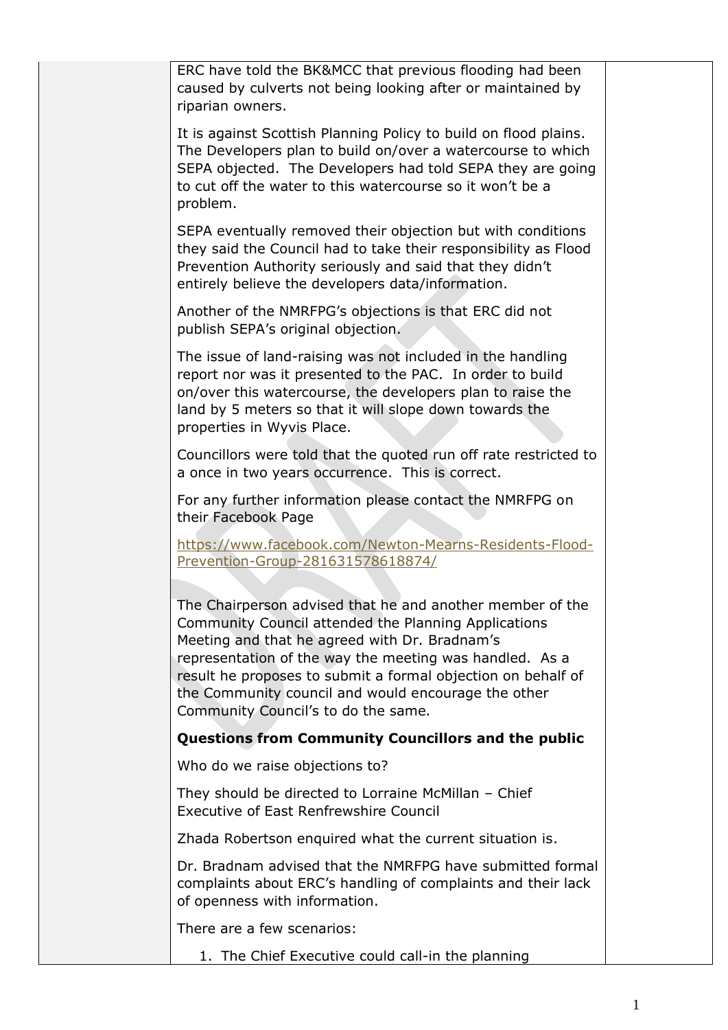ERC have told the BK&MCC that previous flooding had been caused by culverts not being looking after or maintained by riparian owners.

It is against Scottish Planning Policy to build on flood plains. The Developers plan to build on/over a watercourse to which SEPA objected. The Developers had told SEPA they are going to cut off the water to this watercourse so it won't be a problem.

SEPA eventually removed their objection but with conditions they said the Council had to take their responsibility as Flood Prevention Authority seriously and said that they didn't entirely believe the developers data/information.

Another of the NMRFPG's objections is that ERC did not publish SEPA's original objection.

The issue of land-raising was not included in the handling report nor was it presented to the PAC. In order to build on/over this watercourse, the developers plan to raise the land by 5 meters so that it will slope down towards the properties in Wyvis Place.

Councillors were told that the quoted run off rate restricted to a once in two years occurrence. This is correct.

For any further information please contact the NMRFPG on their Facebook Page

https://www.facebook.com/Newton-Mearns-Residents-Flood-Prevention-Group-281631578618874/

The Chairperson advised that he and another member of the Community Council attended the Planning Applications Meeting and that he agreed with Dr. Bradnam's representation of the way the meeting was handled. As a result he proposes to submit a formal objection on behalf of the Community council and would encourage the other Community Council's to do the same.

**Questions from Community Councillors and the public**

Who do we raise objections to?

They should be directed to Lorraine McMillan – Chief Executive of East Renfrewshire Council

Zhada Robertson enquired what the current situation is.

Dr. Bradnam advised that the NMRFPG have submitted formal complaints about ERC's handling of complaints and their lack of openness with information.

There are a few scenarios:

1. The Chief Executive could call-in the planning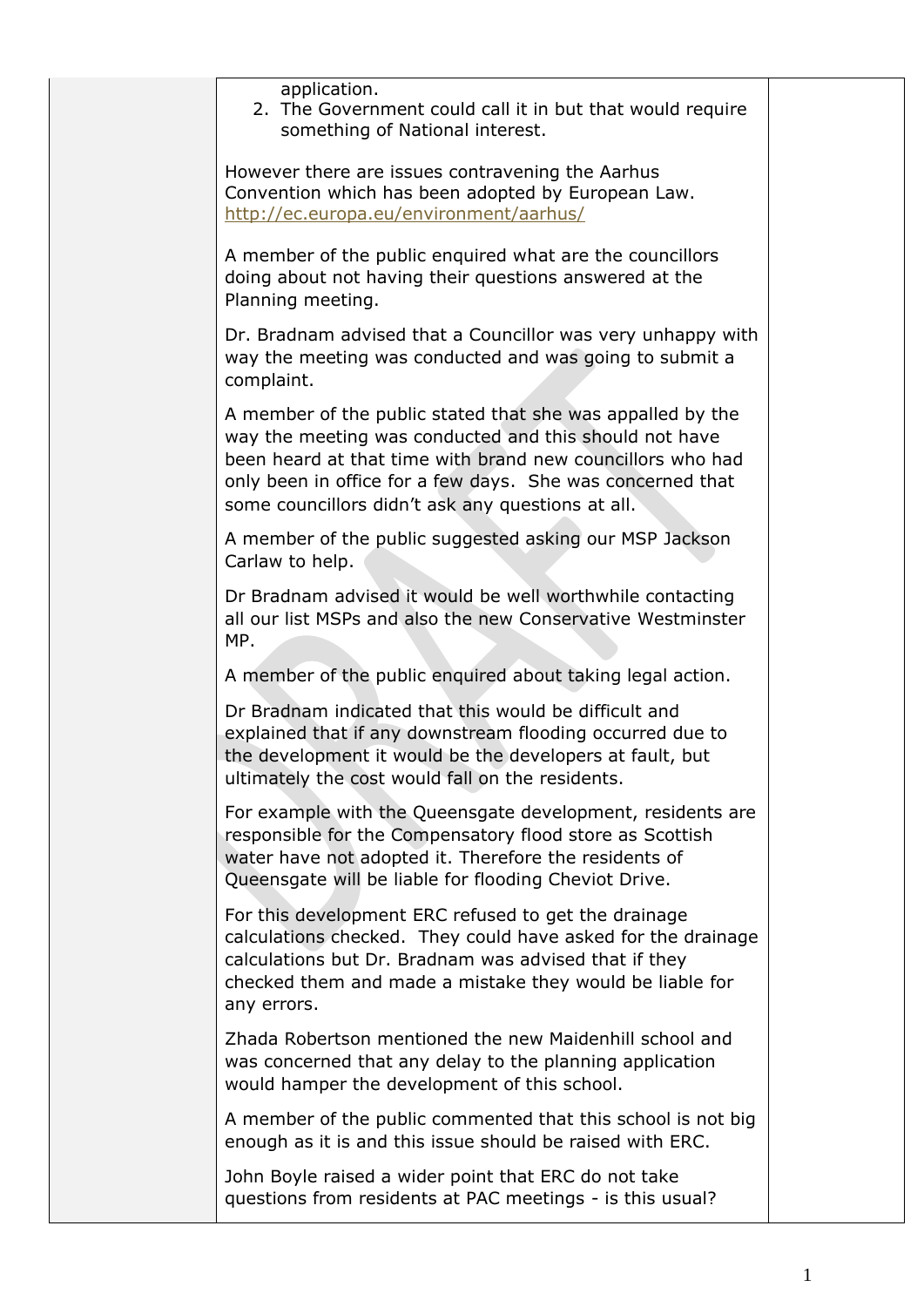application.

2. The Government could call it in but that would require something of National interest.

However there are issues contravening the Aarhus Convention which has been adopted by European Law. http://ec.europa.eu/environment/aarhus/

A member of the public enquired what are the councillors doing about not having their questions answered at the Planning meeting.

Dr. Bradnam advised that a Councillor was very unhappy with way the meeting was conducted and was going to submit a complaint.

A member of the public stated that she was appalled by the way the meeting was conducted and this should not have been heard at that time with brand new councillors who had only been in office for a few days. She was concerned that some councillors didn't ask any questions at all.

A member of the public suggested asking our MSP Jackson Carlaw to help.

Dr Bradnam advised it would be well worthwhile contacting all our list MSPs and also the new Conservative Westminster MP.

A member of the public enquired about taking legal action.

Dr Bradnam indicated that this would be difficult and explained that if any downstream flooding occurred due to the development it would be the developers at fault, but ultimately the cost would fall on the residents.

For example with the Queensgate development, residents are responsible for the Compensatory flood store as Scottish water have not adopted it. Therefore the residents of Queensgate will be liable for flooding Cheviot Drive.

For this development ERC refused to get the drainage calculations checked. They could have asked for the drainage calculations but Dr. Bradnam was advised that if they checked them and made a mistake they would be liable for any errors.

Zhada Robertson mentioned the new Maidenhill school and was concerned that any delay to the planning application would hamper the development of this school.

A member of the public commented that this school is not big enough as it is and this issue should be raised with ERC.

John Boyle raised a wider point that ERC do not take questions from residents at PAC meetings - is this usual?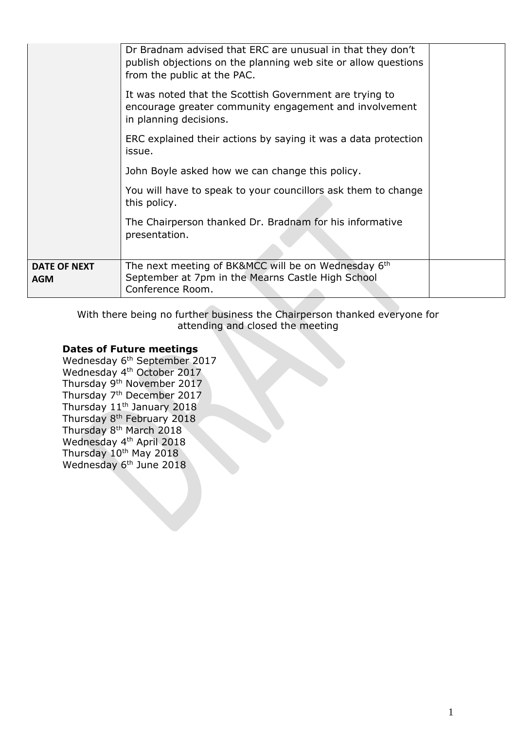| | | |
|---|---|---|
| | Dr Bradnam advised that ERC are unusual in that they don't publish objections on the planning web site or allow questions from the public at the PAC.<br><br>It was noted that the Scottish Government are trying to encourage greater community engagement and involvement in planning decisions.<br><br>ERC explained their actions by saying it was a data protection issue.<br><br>John Boyle asked how we can change this policy.<br><br>You will have to speak to your councillors ask them to change this policy.<br><br>The Chairperson thanked Dr. Bradnam for his informative presentation. | |
| **DATE OF NEXT AGM** | The next meeting of BK&MCC will be on Wednesday 6th September at 7pm in the Mearns Castle High School Conference Room. | |

With there being no further business the Chairperson thanked everyone for attending and closed the meeting

**Dates of Future meetings**

Wednesday 6th September 2017
Wednesday 4th October 2017
Thursday 9th November 2017
Thursday 7th December 2017
Thursday 11th January 2018
Thursday 8th February 2018
Thursday 8th March 2018
Wednesday 4th April 2018
Thursday 10th May 2018
Wednesday 6th June 2018